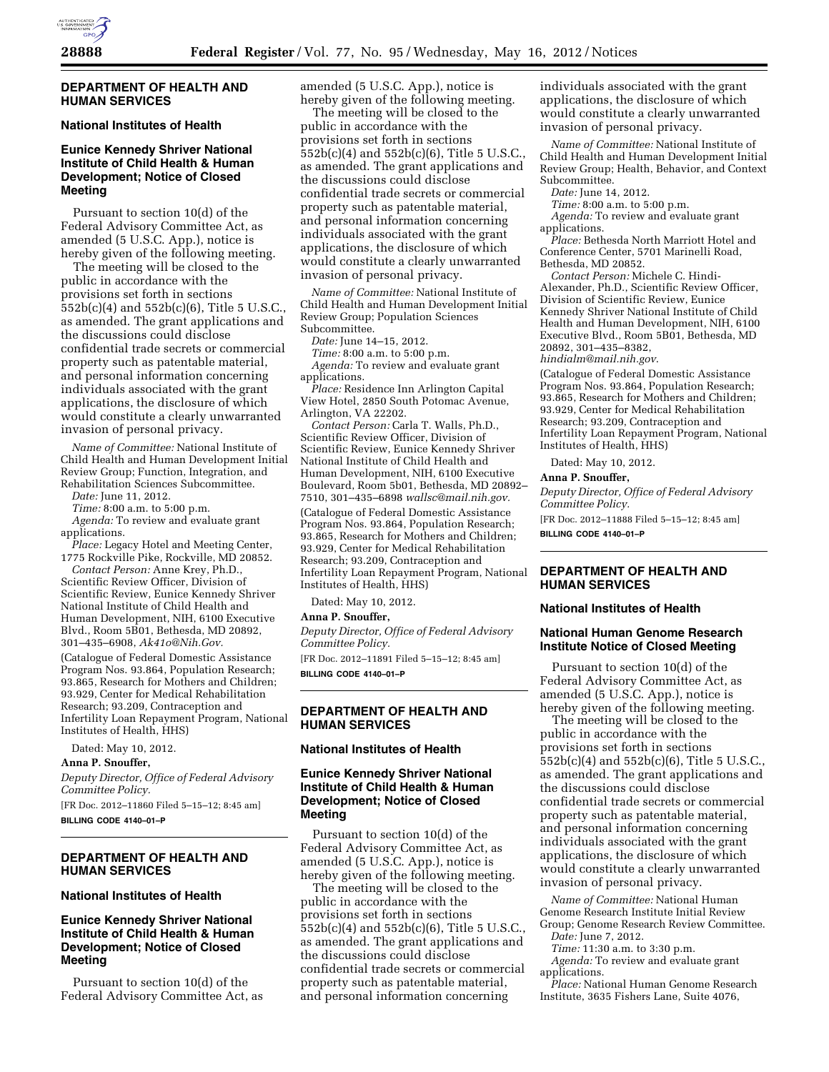## DEPARTMENT OF HEALTH AND HUMAN SERVICES

### National Institutes of Health

### Eunice Kennedy Shriver National Institute of Child Health & Human Development; Notice of Closed Meeting

Pursuant to section 10(d) of the Federal Advisory Committee Act, as amended (5 U.S.C. App.), notice is hereby given of the following meeting.

The meeting will be closed to the public in accordance with the provisions set forth in sections 552b(c)(4) and 552b(c)(6), Title 5 U.S.C., as amended. The grant applications and the discussions could disclose confidential trade secrets or commercial property such as patentable material, and personal information concerning individuals associated with the grant applications, the disclosure of which would constitute a clearly unwarranted invasion of personal privacy.

*Name of Committee:* National Institute of Child Health and Human Development Initial Review Group; Function, Integration, and Rehabilitation Sciences Subcommittee.

*Date:* June 11, 2012.

*Time:* 8:00 a.m. to 5:00 p.m.

*Agenda:* To review and evaluate grant applications.

*Place:* Legacy Hotel and Meeting Center, 1775 Rockville Pike, Rockville, MD 20852.

*Contact Person:* Anne Krey, Ph.D., Scientific Review Officer, Division of Scientific Review, Eunice Kennedy Shriver National Institute of Child Health and Human Development, NIH, 6100 Executive Blvd., Room 5B01, Bethesda, MD 20892, 301–435–6908, *Ak41o@Nih.Gov.*

(Catalogue of Federal Domestic Assistance Program Nos. 93.864, Population Research; 93.865, Research for Mothers and Children; 93.929, Center for Medical Rehabilitation Research; 93.209, Contraception and Infertility Loan Repayment Program, National Institutes of Health, HHS)

Dated: May 10, 2012.

**Anna P. Snouffer,**

*Deputy Director, Office of Federal Advisory Committee Policy.*

[FR Doc. 2012–11860 Filed 5–15–12; 8:45 am]

**BILLING CODE 4140–01–P**

---

## DEPARTMENT OF HEALTH AND HUMAN SERVICES

### National Institutes of Health

### Eunice Kennedy Shriver National Institute of Child Health & Human Development; Notice of Closed Meeting

Pursuant to section 10(d) of the Federal Advisory Committee Act, as amended (5 U.S.C. App.), notice is hereby given of the following meeting.

The meeting will be closed to the public in accordance with the provisions set forth in sections 552b(c)(4) and 552b(c)(6), Title 5 U.S.C., as amended. The grant applications and the discussions could disclose confidential trade secrets or commercial property such as patentable material, and personal information concerning individuals associated with the grant applications, the disclosure of which would constitute a clearly unwarranted invasion of personal privacy.

*Name of Committee:* National Institute of Child Health and Human Development Initial Review Group; Population Sciences Subcommittee.

*Date:* June 14–15, 2012.

*Time:* 8:00 a.m. to 5:00 p.m.

*Agenda:* To review and evaluate grant applications.

*Place:* Residence Inn Arlington Capital View Hotel, 2850 South Potomac Avenue, Arlington, VA 22202.

*Contact Person:* Carla T. Walls, Ph.D., Scientific Review Officer, Division of Scientific Review, Eunice Kennedy Shriver National Institute of Child Health and Human Development, NIH, 6100 Executive Boulevard, Room 5b01, Bethesda, MD 20892–7510, 301–435–6898 *wallsc@mail.nih.gov.*

(Catalogue of Federal Domestic Assistance Program Nos. 93.864, Population Research; 93.865, Research for Mothers and Children; 93.929, Center for Medical Rehabilitation Research; 93.209, Contraception and Infertility Loan Repayment Program, National Institutes of Health, HHS)

Dated: May 10, 2012.

**Anna P. Snouffer,**

*Deputy Director, Office of Federal Advisory Committee Policy.*

[FR Doc. 2012–11891 Filed 5–15–12; 8:45 am]

**BILLING CODE 4140–01–P**

---

## DEPARTMENT OF HEALTH AND HUMAN SERVICES

### National Institutes of Health

### Eunice Kennedy Shriver National Institute of Child Health & Human Development; Notice of Closed Meeting

Pursuant to section 10(d) of the Federal Advisory Committee Act, as amended (5 U.S.C. App.), notice is hereby given of the following meeting.

The meeting will be closed to the public in accordance with the provisions set forth in sections 552b(c)(4) and 552b(c)(6), Title 5 U.S.C., as amended. The grant applications and the discussions could disclose confidential trade secrets or commercial property such as patentable material, and personal information concerning individuals associated with the grant applications, the disclosure of which would constitute a clearly unwarranted invasion of personal privacy.

*Name of Committee:* National Institute of Child Health and Human Development Initial Review Group; Health, Behavior, and Context Subcommittee.

*Date:* June 14, 2012.

*Time:* 8:00 a.m. to 5:00 p.m.

*Agenda:* To review and evaluate grant applications.

*Place:* Bethesda North Marriott Hotel and Conference Center, 5701 Marinelli Road, Bethesda, MD 20852.

*Contact Person:* Michele C. Hindi-Alexander, Ph.D., Scientific Review Officer, Division of Scientific Review, Eunice Kennedy Shriver National Institute of Child Health and Human Development, NIH, 6100 Executive Blvd., Room 5B01, Bethesda, MD 20892, 301–435–8382, *hindialm@mail.nih.gov.*

(Catalogue of Federal Domestic Assistance Program Nos. 93.864, Population Research; 93.865, Research for Mothers and Children; 93.929, Center for Medical Rehabilitation Research; 93.209, Contraception and Infertility Loan Repayment Program, National Institutes of Health, HHS)

Dated: May 10, 2012.

**Anna P. Snouffer,**

*Deputy Director, Office of Federal Advisory Committee Policy.*

[FR Doc. 2012–11888 Filed 5–15–12; 8:45 am]

**BILLING CODE 4140–01–P**

---

## DEPARTMENT OF HEALTH AND HUMAN SERVICES

### National Institutes of Health

### National Human Genome Research Institute Notice of Closed Meeting

Pursuant to section 10(d) of the Federal Advisory Committee Act, as amended (5 U.S.C. App.), notice is hereby given of the following meeting.

The meeting will be closed to the public in accordance with the provisions set forth in sections 552b(c)(4) and 552b(c)(6), Title 5 U.S.C., as amended. The grant applications and the discussions could disclose confidential trade secrets or commercial property such as patentable material, and personal information concerning individuals associated with the grant applications, the disclosure of which would constitute a clearly unwarranted invasion of personal privacy.

*Name of Committee:* National Human Genome Research Institute Initial Review Group; Genome Research Review Committee.

*Date:* June 7, 2012.

*Time:* 11:30 a.m. to 3:30 p.m.

*Agenda:* To review and evaluate grant applications.

*Place:* National Human Genome Research Institute, 3635 Fishers Lane, Suite 4076,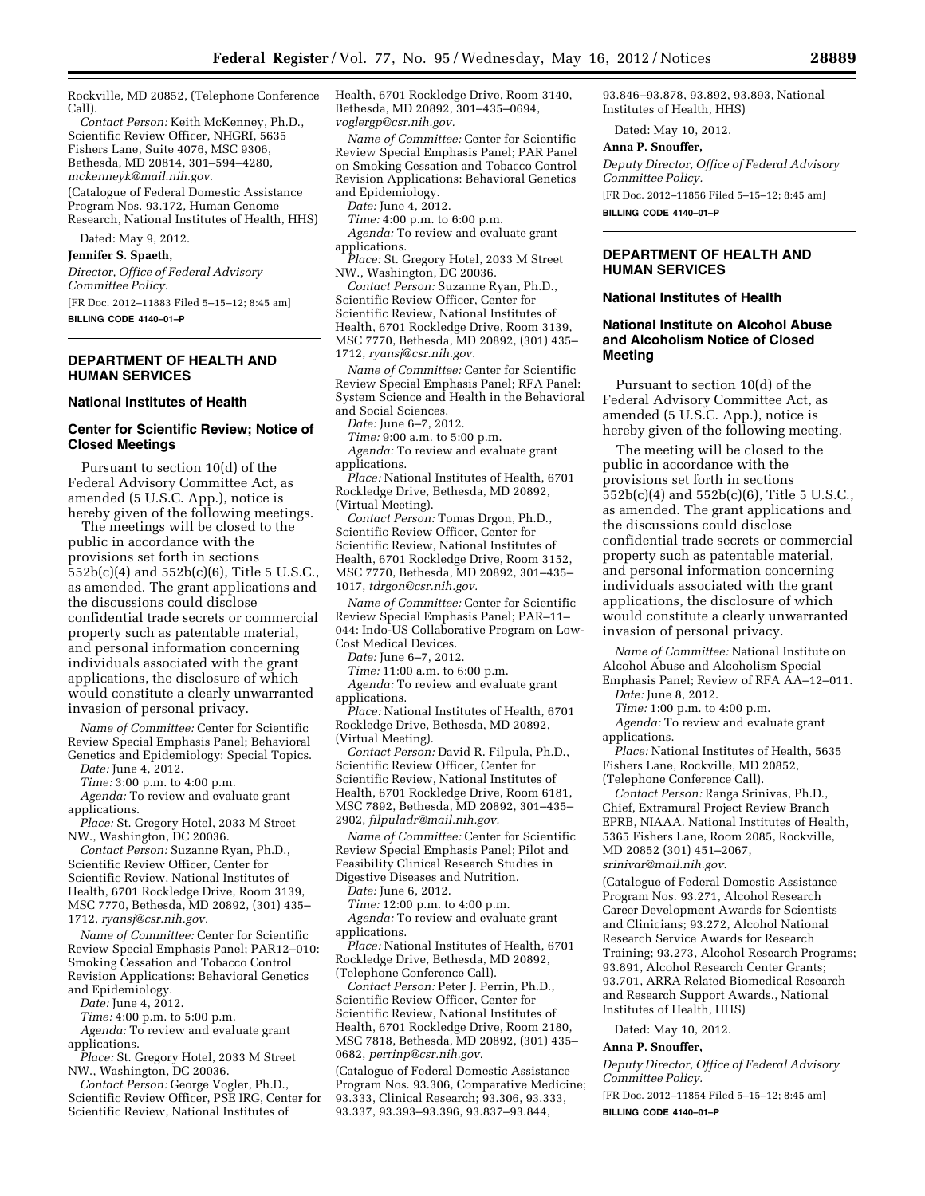Rockville, MD 20852, (Telephone Conference Call).

*Contact Person:* Keith McKenney, Ph.D., Scientific Review Officer, NHGRI, 5635 Fishers Lane, Suite 4076, MSC 9306, Bethesda, MD 20814, 301–594–4280, *mckenneyk@mail.nih.gov*.

(Catalogue of Federal Domestic Assistance Program Nos. 93.172, Human Genome Research, National Institutes of Health, HHS)

Dated: May 9, 2012.

**Jennifer S. Spaeth,**

*Director, Office of Federal Advisory Committee Policy.*

[FR Doc. 2012–11883 Filed 5–15–12; 8:45 am]

**BILLING CODE 4140–01–P**

## DEPARTMENT OF HEALTH AND HUMAN SERVICES

### National Institutes of Health

### Center for Scientific Review; Notice of Closed Meetings

Pursuant to section 10(d) of the Federal Advisory Committee Act, as amended (5 U.S.C. App.), notice is hereby given of the following meetings.

The meetings will be closed to the public in accordance with the provisions set forth in sections 552b(c)(4) and 552b(c)(6), Title 5 U.S.C., as amended. The grant applications and the discussions could disclose confidential trade secrets or commercial property such as patentable material, and personal information concerning individuals associated with the grant applications, the disclosure of which would constitute a clearly unwarranted invasion of personal privacy.

*Name of Committee:* Center for Scientific Review Special Emphasis Panel; Behavioral Genetics and Epidemiology: Special Topics.

*Date:* June 4, 2012.

*Time:* 3:00 p.m. to 4:00 p.m.

*Agenda:* To review and evaluate grant applications.

*Place:* St. Gregory Hotel, 2033 M Street NW., Washington, DC 20036.

*Contact Person:* Suzanne Ryan, Ph.D., Scientific Review Officer, Center for Scientific Review, National Institutes of Health, 6701 Rockledge Drive, Room 3139, MSC 7770, Bethesda, MD 20892, (301) 435–1712, *ryansj@csr.nih.gov*.

*Name of Committee:* Center for Scientific Review Special Emphasis Panel; PAR12–010: Smoking Cessation and Tobacco Control Revision Applications: Behavioral Genetics and Epidemiology.

*Date:* June 4, 2012.

*Time:* 4:00 p.m. to 5:00 p.m.

*Agenda:* To review and evaluate grant applications.

*Place:* St. Gregory Hotel, 2033 M Street NW., Washington, DC 20036.

*Contact Person:* George Vogler, Ph.D., Scientific Review Officer, PSE IRG, Center for Scientific Review, National Institutes of Health, 6701 Rockledge Drive, Room 3140, Bethesda, MD 20892, 301–435–0694, *voglergp@csr.nih.gov*.

*Name of Committee:* Center for Scientific Review Special Emphasis Panel; PAR Panel on Smoking Cessation and Tobacco Control Revision Applications: Behavioral Genetics and Epidemiology.

*Date:* June 4, 2012.

*Time:* 4:00 p.m. to 6:00 p.m.

*Agenda:* To review and evaluate grant applications.

*Place:* St. Gregory Hotel, 2033 M Street NW., Washington, DC 20036.

*Contact Person:* Suzanne Ryan, Ph.D., Scientific Review Officer, Center for Scientific Review, National Institutes of Health, 6701 Rockledge Drive, Room 3139, MSC 7770, Bethesda, MD 20892, (301) 435–1712, *ryansj@csr.nih.gov*.

*Name of Committee:* Center for Scientific Review Special Emphasis Panel; RFA Panel: System Science and Health in the Behavioral and Social Sciences.

*Date:* June 6–7, 2012.

*Time:* 9:00 a.m. to 5:00 p.m.

*Agenda:* To review and evaluate grant applications.

*Place:* National Institutes of Health, 6701 Rockledge Drive, Bethesda, MD 20892, (Virtual Meeting).

*Contact Person:* Tomas Drgon, Ph.D., Scientific Review Officer, Center for Scientific Review, National Institutes of Health, 6701 Rockledge Drive, Room 3152, MSC 7770, Bethesda, MD 20892, 301–435–1017, *tdrgon@csr.nih.gov*.

*Name of Committee:* Center for Scientific Review Special Emphasis Panel; PAR–11–044: Indo-US Collaborative Program on Low-Cost Medical Devices.

*Date:* June 6–7, 2012.

*Time:* 11:00 a.m. to 6:00 p.m.

*Agenda:* To review and evaluate grant applications.

*Place:* National Institutes of Health, 6701 Rockledge Drive, Bethesda, MD 20892, (Virtual Meeting).

*Contact Person:* David R. Filpula, Ph.D., Scientific Review Officer, Center for Scientific Review, National Institutes of Health, 6701 Rockledge Drive, Room 6181, MSC 7892, Bethesda, MD 20892, 301–435–2902, *filpuladr@mail.nih.gov*.

*Name of Committee:* Center for Scientific Review Special Emphasis Panel; Pilot and Feasibility Clinical Research Studies in Digestive Diseases and Nutrition.

*Date:* June 6, 2012.

*Time:* 12:00 p.m. to 4:00 p.m.

*Agenda:* To review and evaluate grant applications.

*Place:* National Institutes of Health, 6701 Rockledge Drive, Bethesda, MD 20892, (Telephone Conference Call).

*Contact Person:* Peter J. Perrin, Ph.D., Scientific Review Officer, Center for Scientific Review, National Institutes of Health, 6701 Rockledge Drive, Room 2180, MSC 7818, Bethesda, MD 20892, (301) 435–0682, *perrinp@csr.nih.gov*.

(Catalogue of Federal Domestic Assistance Program Nos. 93.306, Comparative Medicine; 93.333, Clinical Research; 93.306, 93.333, 93.337, 93.393–93.396, 93.837–93.844, 93.846–93.878, 93.892, 93.893, National Institutes of Health, HHS)

Dated: May 10, 2012.

**Anna P. Snouffer,**

*Deputy Director, Office of Federal Advisory Committee Policy.*

[FR Doc. 2012–11856 Filed 5–15–12; 8:45 am]

**BILLING CODE 4140–01–P**

## DEPARTMENT OF HEALTH AND HUMAN SERVICES

### National Institutes of Health

### National Institute on Alcohol Abuse and Alcoholism Notice of Closed Meeting

Pursuant to section 10(d) of the Federal Advisory Committee Act, as amended (5 U.S.C. App.), notice is hereby given of the following meeting.

The meeting will be closed to the public in accordance with the provisions set forth in sections 552b(c)(4) and 552b(c)(6), Title 5 U.S.C., as amended. The grant applications and the discussions could disclose confidential trade secrets or commercial property such as patentable material, and personal information concerning individuals associated with the grant applications, the disclosure of which would constitute a clearly unwarranted invasion of personal privacy.

*Name of Committee:* National Institute on Alcohol Abuse and Alcoholism Special Emphasis Panel; Review of RFA AA–12–011.

*Date:* June 8, 2012.

*Time:* 1:00 p.m. to 4:00 p.m.

*Agenda:* To review and evaluate grant applications.

*Place:* National Institutes of Health, 5635 Fishers Lane, Rockville, MD 20852, (Telephone Conference Call).

*Contact Person:* Ranga Srinivas, Ph.D., Chief, Extramural Project Review Branch EPRB, NIAAA. National Institutes of Health, 5365 Fishers Lane, Room 2085, Rockville, MD 20852 (301) 451–2067, *srinivar@mail.nih.gov*.

(Catalogue of Federal Domestic Assistance Program Nos. 93.271, Alcohol Research Career Development Awards for Scientists and Clinicians; 93.272, Alcohol National Research Service Awards for Research Training; 93.273, Alcohol Research Programs; 93.891, Alcohol Research Center Grants; 93.701, ARRA Related Biomedical Research and Research Support Awards., National Institutes of Health, HHS)

Dated: May 10, 2012.

**Anna P. Snouffer,**

*Deputy Director, Office of Federal Advisory Committee Policy.*

[FR Doc. 2012–11854 Filed 5–15–12; 8:45 am]

**BILLING CODE 4140–01–P**